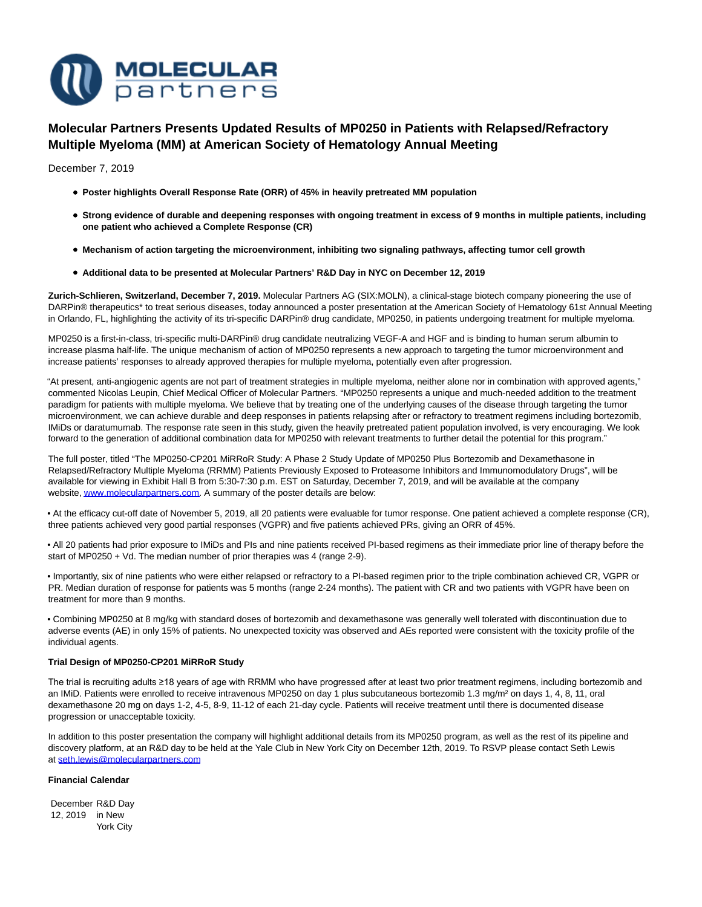**MOLECULAR partners**

# Molecular Partners Presents Updated Results of MP0250 in Patients with Relapsed/Refractory Multiple Myeloma (MM) at American Society of Hematology Annual Meeting

December 7, 2019

- **Poster highlights Overall Response Rate (ORR) of 45% in heavily pretreated MM population**
- **Strong evidence of durable and deepening responses with ongoing treatment in excess of 9 months in multiple patients, including one patient who achieved a Complete Response (CR)**
- **Mechanism of action targeting the microenvironment, inhibiting two signaling pathways, affecting tumor cell growth**
- **Additional data to be presented at Molecular Partners' R&D Day in NYC on December 12, 2019**

**Zurich-Schlieren, Switzerland, December 7, 2019.** Molecular Partners AG (SIX:MOLN), a clinical-stage biotech company pioneering the use of DARPin® therapeutics* to treat serious diseases, today announced a poster presentation at the American Society of Hematology 61st Annual Meeting in Orlando, FL, highlighting the activity of its tri-specific DARPin® drug candidate, MP0250, in patients undergoing treatment for multiple myeloma.

MP0250 is a first-in-class, tri-specific multi-DARPin® drug candidate neutralizing VEGF-A and HGF and is binding to human serum albumin to increase plasma half-life. The unique mechanism of action of MP0250 represents a new approach to targeting the tumor microenvironment and increase patients' responses to already approved therapies for multiple myeloma, potentially even after progression.

"At present, anti-angiogenic agents are not part of treatment strategies in multiple myeloma, neither alone nor in combination with approved agents," commented Nicolas Leupin, Chief Medical Officer of Molecular Partners. "MP0250 represents a unique and much-needed addition to the treatment paradigm for patients with multiple myeloma. We believe that by treating one of the underlying causes of the disease through targeting the tumor microenvironment, we can achieve durable and deep responses in patients relapsing after or refractory to treatment regimens including bortezomib, IMiDs or daratumumab. The response rate seen in this study, given the heavily pretreated patient population involved, is very encouraging. We look forward to the generation of additional combination data for MP0250 with relevant treatments to further detail the potential for this program."

The full poster, titled "The MP0250-CP201 MiRRoR Study: A Phase 2 Study Update of MP0250 Plus Bortezomib and Dexamethasone in Relapsed/Refractory Multiple Myeloma (RRMM) Patients Previously Exposed to Proteasome Inhibitors and Immunomodulatory Drugs", will be available for viewing in Exhibit Hall B from 5:30-7:30 p.m. EST on Saturday, December 7, 2019, and will be available at the company website, [www.molecularpartners.com](http://www.molecularpartners.com). A summary of the poster details are below:

• At the efficacy cut-off date of November 5, 2019, all 20 patients were evaluable for tumor response. One patient achieved a complete response (CR), three patients achieved very good partial responses (VGPR) and five patients achieved PRs, giving an ORR of 45%.

• All 20 patients had prior exposure to IMiDs and PIs and nine patients received PI-based regimens as their immediate prior line of therapy before the start of MP0250 + Vd. The median number of prior therapies was 4 (range 2-9).

• Importantly, six of nine patients who were either relapsed or refractory to a PI-based regimen prior to the triple combination achieved CR, VGPR or PR. Median duration of response for patients was 5 months (range 2-24 months). The patient with CR and two patients with VGPR have been on treatment for more than 9 months.

• Combining MP0250 at 8 mg/kg with standard doses of bortezomib and dexamethasone was generally well tolerated with discontinuation due to adverse events (AE) in only 15% of patients. No unexpected toxicity was observed and AEs reported were consistent with the toxicity profile of the individual agents.

**Trial Design of MP0250-CP201 MiRRoR Study**

The trial is recruiting adults ≥18 years of age with RRMM who have progressed after at least two prior treatment regimens, including bortezomib and an IMiD. Patients were enrolled to receive intravenous MP0250 on day 1 plus subcutaneous bortezomib 1.3 mg/m² on days 1, 4, 8, 11, oral dexamethasone 20 mg on days 1-2, 4-5, 8-9, 11-12 of each 21-day cycle. Patients will receive treatment until there is documented disease progression or unacceptable toxicity.

In addition to this poster presentation the company will highlight additional details from its MP0250 program, as well as the rest of its pipeline and discovery platform, at an R&D day to be held at the Yale Club in New York City on December 12th, 2019. To RSVP please contact Seth Lewis at [seth.lewis@molecularpartners.com](mailto:seth.lewis@molecularpartners.com)

**Financial Calendar**

| | |
|---|---|
| December 12, 2019 | R&D Day in New York City |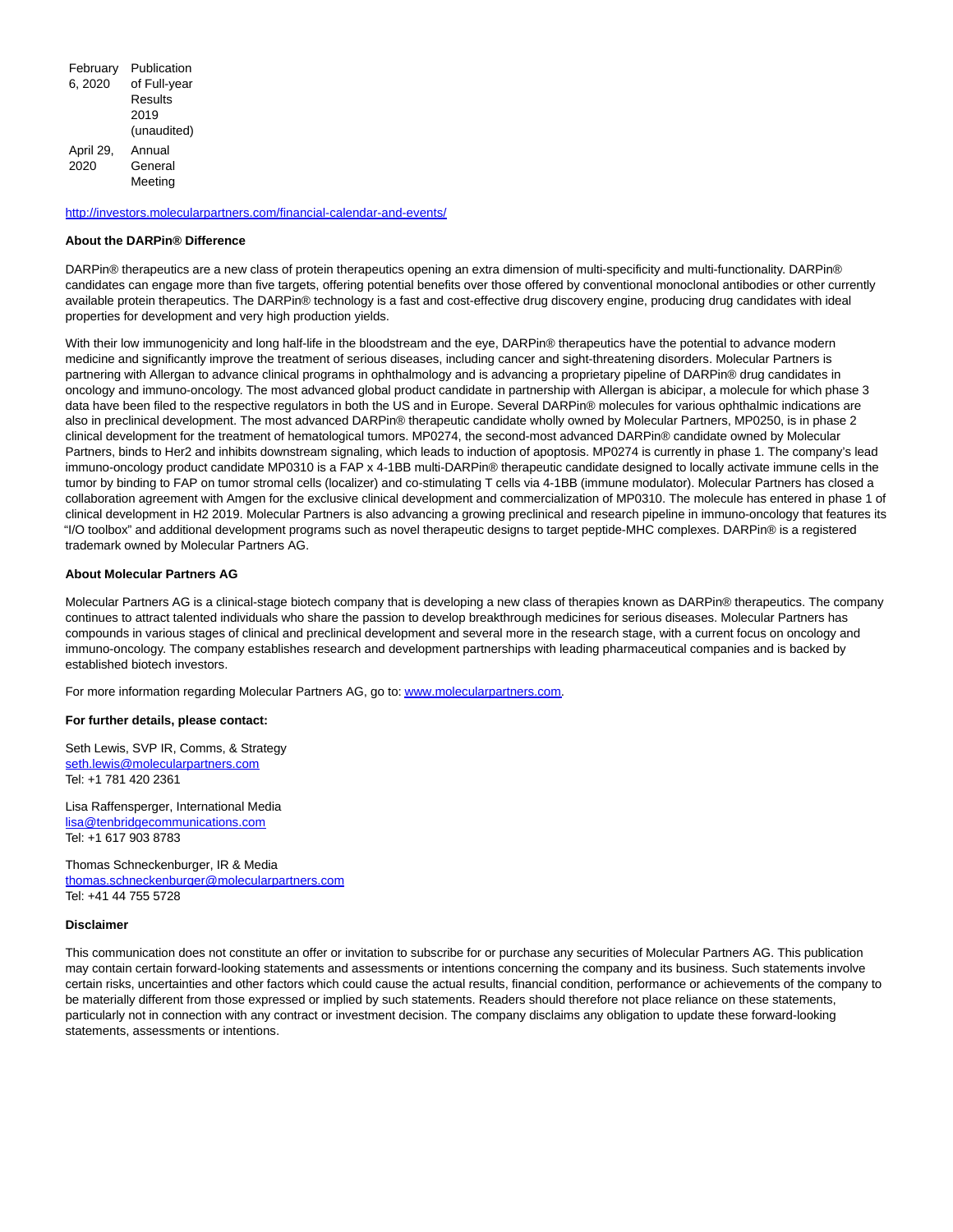| | |
|---|---|
| February 6, 2020 | Publication of Full-year Results 2019 (unaudited) |
| April 29, 2020 | Annual General Meeting |

http://investors.molecularpartners.com/financial-calendar-and-events/

**About the DARPin® Difference**

DARPin® therapeutics are a new class of protein therapeutics opening an extra dimension of multi-specificity and multi-functionality. DARPin® candidates can engage more than five targets, offering potential benefits over those offered by conventional monoclonal antibodies or other currently available protein therapeutics. The DARPin® technology is a fast and cost-effective drug discovery engine, producing drug candidates with ideal properties for development and very high production yields.

With their low immunogenicity and long half-life in the bloodstream and the eye, DARPin® therapeutics have the potential to advance modern medicine and significantly improve the treatment of serious diseases, including cancer and sight-threatening disorders. Molecular Partners is partnering with Allergan to advance clinical programs in ophthalmology and is advancing a proprietary pipeline of DARPin® drug candidates in oncology and immuno-oncology. The most advanced global product candidate in partnership with Allergan is abicipar, a molecule for which phase 3 data have been filed to the respective regulators in both the US and in Europe. Several DARPin® molecules for various ophthalmic indications are also in preclinical development. The most advanced DARPin® therapeutic candidate wholly owned by Molecular Partners, MP0250, is in phase 2 clinical development for the treatment of hematological tumors. MP0274, the second-most advanced DARPin® candidate owned by Molecular Partners, binds to Her2 and inhibits downstream signaling, which leads to induction of apoptosis. MP0274 is currently in phase 1. The company's lead immuno-oncology product candidate MP0310 is a FAP x 4-1BB multi-DARPin® therapeutic candidate designed to locally activate immune cells in the tumor by binding to FAP on tumor stromal cells (localizer) and co-stimulating T cells via 4-1BB (immune modulator). Molecular Partners has closed a collaboration agreement with Amgen for the exclusive clinical development and commercialization of MP0310. The molecule has entered in phase 1 of clinical development in H2 2019. Molecular Partners is also advancing a growing preclinical and research pipeline in immuno-oncology that features its "I/O toolbox" and additional development programs such as novel therapeutic designs to target peptide-MHC complexes. DARPin® is a registered trademark owned by Molecular Partners AG.

**About Molecular Partners AG**

Molecular Partners AG is a clinical-stage biotech company that is developing a new class of therapies known as DARPin® therapeutics. The company continues to attract talented individuals who share the passion to develop breakthrough medicines for serious diseases. Molecular Partners has compounds in various stages of clinical and preclinical development and several more in the research stage, with a current focus on oncology and immuno-oncology. The company establishes research and development partnerships with leading pharmaceutical companies and is backed by established biotech investors.

For more information regarding Molecular Partners AG, go to: www.molecularpartners.com.

**For further details, please contact:**

Seth Lewis, SVP IR, Comms, & Strategy
seth.lewis@molecularpartners.com
Tel: +1 781 420 2361

Lisa Raffensperger, International Media
lisa@tenbridgecommunications.com
Tel: +1 617 903 8783

Thomas Schneckenburger, IR & Media
thomas.schneckenburger@molecularpartners.com
Tel: +41 44 755 5728

**Disclaimer**

This communication does not constitute an offer or invitation to subscribe for or purchase any securities of Molecular Partners AG. This publication may contain certain forward-looking statements and assessments or intentions concerning the company and its business. Such statements involve certain risks, uncertainties and other factors which could cause the actual results, financial condition, performance or achievements of the company to be materially different from those expressed or implied by such statements. Readers should therefore not place reliance on these statements, particularly not in connection with any contract or investment decision. The company disclaims any obligation to update these forward-looking statements, assessments or intentions.